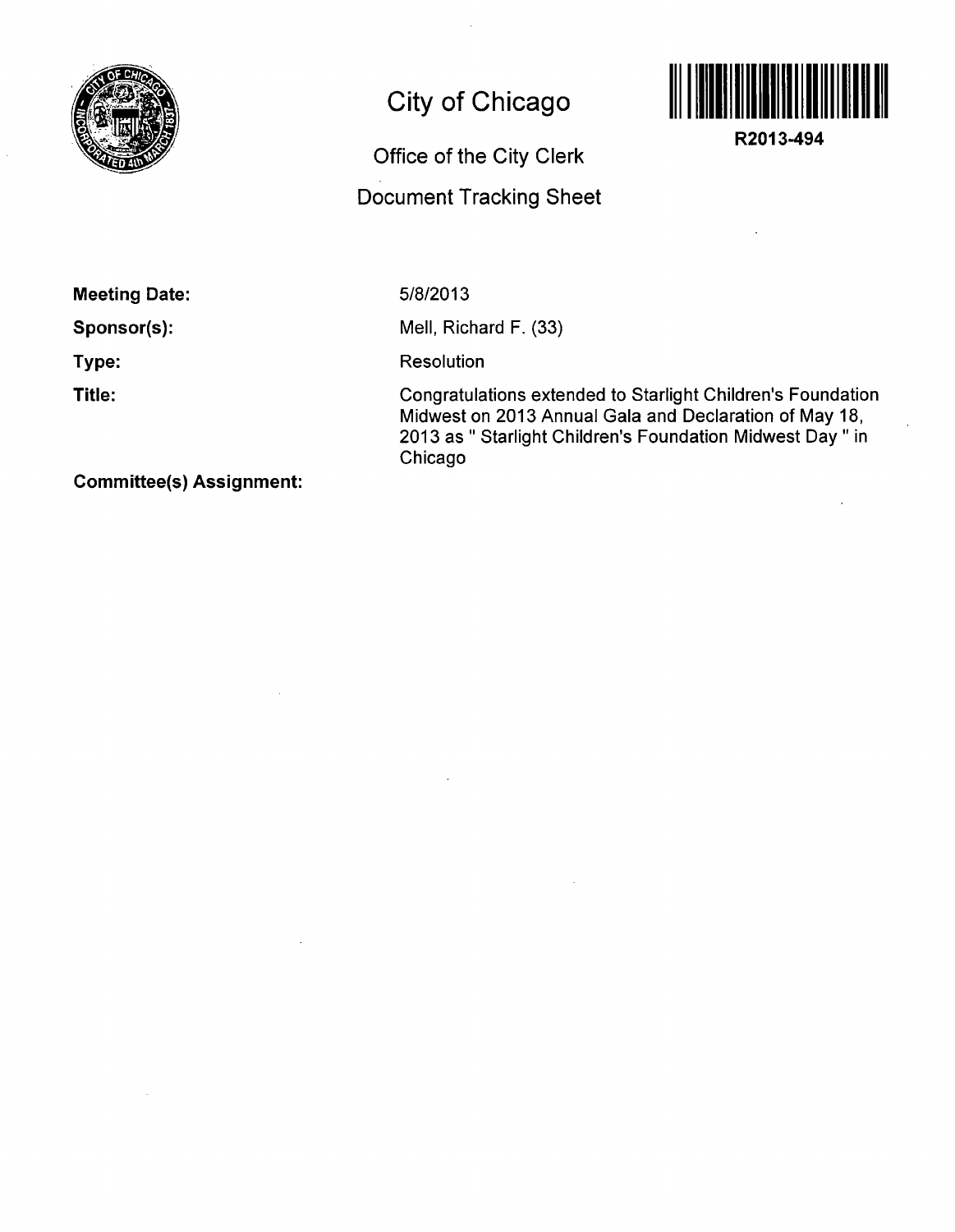# City of Chicago

## Office of the City Clerk

## Document Tracking Sheet

**R2013-494**

**Meeting Date:** 5/8/2013

**Sponsor(s):** Mell, Richard F. (33)

**Type:** Resolution

**Title:** Congratulations extended to Starlight Children's Foundation Midwest on 2013 Annual Gala and Declaration of May 18, 2013 as " Starlight Children's Foundation Midwest Day " in Chicago

**Committee(s) Assignment:**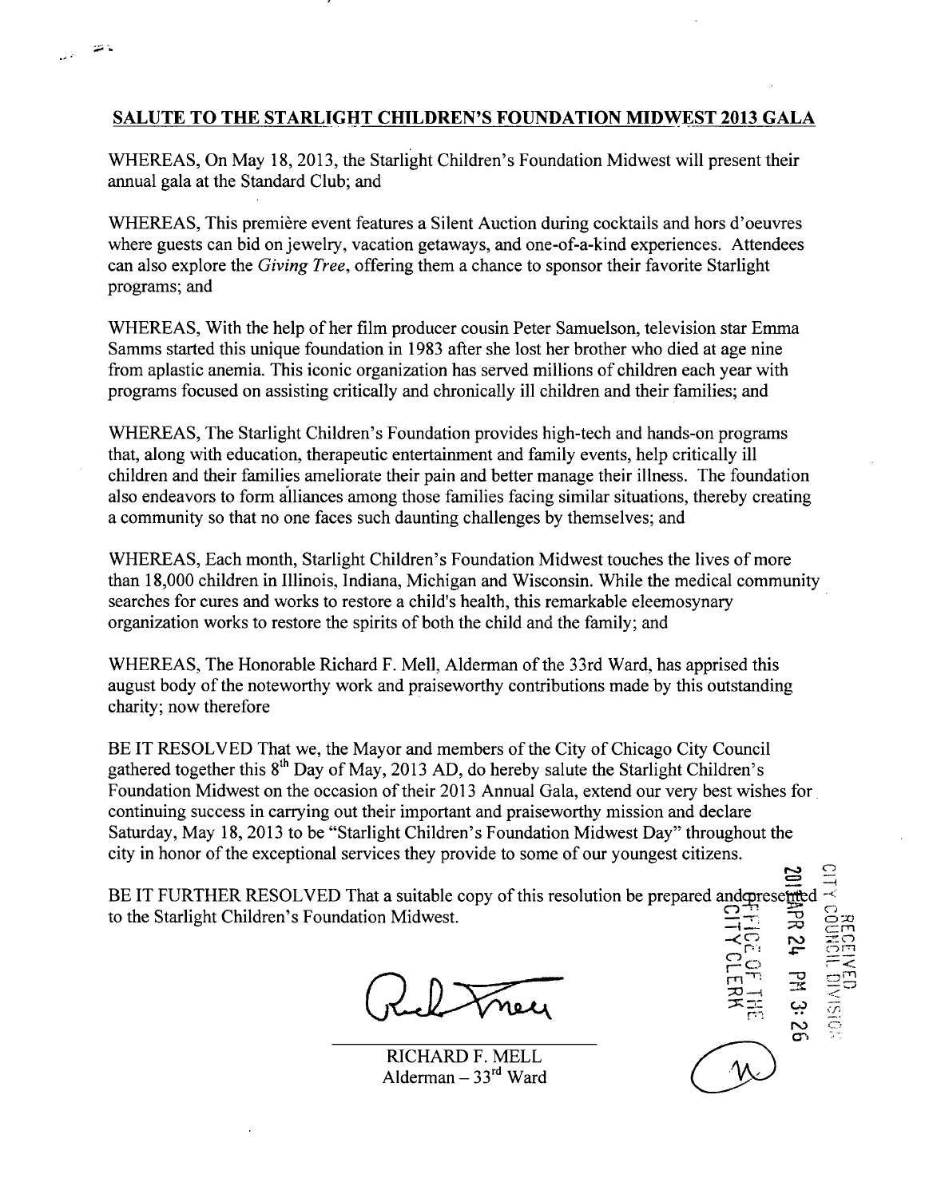**SALUTE TO THE STARLIGHT CHILDREN'S FOUNDATION MIDWEST 2013 GALA**

WHEREAS, On May 18, 2013, the Starlight Children's Foundation Midwest will present their annual gala at the Standard Club; and

WHEREAS, This première event features a Silent Auction during cocktails and hors d'oeuvres where guests can bid on jewelry, vacation getaways, and one-of-a-kind experiences. Attendees can also explore the *Giving Tree*, offering them a chance to sponsor their favorite Starlight programs; and

WHEREAS, With the help of her film producer cousin Peter Samuelson, television star Emma Samms started this unique foundation in 1983 after she lost her brother who died at age nine from aplastic anemia. This iconic organization has served millions of children each year with programs focused on assisting critically and chronically ill children and their families; and

WHEREAS, The Starlight Children's Foundation provides high-tech and hands-on programs that, along with education, therapeutic entertainment and family events, help critically ill children and their families ameliorate their pain and better manage their illness. The foundation also endeavors to form alliances among those families facing similar situations, thereby creating a community so that no one faces such daunting challenges by themselves; and

WHEREAS, Each month, Starlight Children's Foundation Midwest touches the lives of more than 18,000 children in Illinois, Indiana, Michigan and Wisconsin. While the medical community searches for cures and works to restore a child's health, this remarkable eleemosynary organization works to restore the spirits of both the child and the family; and

WHEREAS, The Honorable Richard F. Mell, Alderman of the 33rd Ward, has apprised this august body of the noteworthy work and praiseworthy contributions made by this outstanding charity; now therefore

BE IT RESOLVED That we, the Mayor and members of the City of Chicago City Council gathered together this 8th Day of May, 2013 AD, do hereby salute the Starlight Children's Foundation Midwest on the occasion of their 2013 Annual Gala, extend our very best wishes for continuing success in carrying out their important and praiseworthy mission and declare Saturday, May 18, 2013 to be "Starlight Children's Foundation Midwest Day" throughout the city in honor of the exceptional services they provide to some of our youngest citizens.

BE IT FURTHER RESOLVED That a suitable copy of this resolution be prepared and presented to the Starlight Children's Foundation Midwest.

2013 APR 24 PM 3:26
OFFICE OF THE CITY CLERK
RECEIVED CITY COUNCIL DIVISION

RICHARD F. MELL
Alderman – 33rd Ward